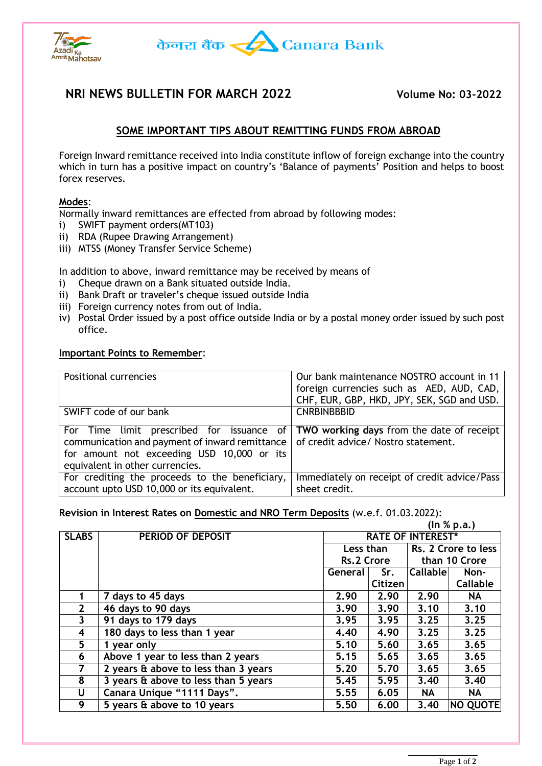केनरा बैंक Canara Bank

# NRI NEWS BULLETIN FOR MARCH 2022

**Volume No: 03-2022**

## SOME IMPORTANT TIPS ABOUT REMITTING FUNDS FROM ABROAD

Foreign Inward remittance received into India constitute inflow of foreign exchange into the country which in turn has a positive impact on country's 'Balance of payments' Position and helps to boost forex reserves.

**Modes**:

Normally inward remittances are effected from abroad by following modes:

i) SWIFT payment orders(MT103)
ii) RDA (Rupee Drawing Arrangement)
iii) MTSS (Money Transfer Service Scheme)

In addition to above, inward remittance may be received by means of

i) Cheque drawn on a Bank situated outside India.
ii) Bank Draft or traveler's cheque issued outside India
iii) Foreign currency notes from out of India.
iv) Postal Order issued by a post office outside India or by a postal money order issued by such post office.

**Important Points to Remember**:

| | |
|---|---|
| Positional currencies | Our bank maintenance NOSTRO account in 11 foreign currencies such as AED, AUD, CAD, CHF, EUR, GBP, HKD, JPY, SEK, SGD and USD. |
| SWIFT code of our bank | CNRBINBBBID |
| For Time limit prescribed for issuance of communication and payment of inward remittance for amount not exceeding USD 10,000 or its equivalent in other currencies. | **TWO working days** from the date of receipt of credit advice/ Nostro statement. |
| For crediting the proceeds to the beneficiary, account upto USD 10,000 or its equivalent. | Immediately on receipt of credit advice/Pass sheet credit. |

**Revision in Interest Rates on Domestic and NRO Term Deposits** (w.e.f. 01.03.2022):

**(In % p.a.)**

| SLABS | PERIOD OF DEPOSIT | RATE OF INTEREST* | | | |
|---|---|---|---|---|---|
| | | Less than Rs.2 Crore | | Rs. 2 Crore to less than 10 Crore | |
| | | General | Sr. Citizen | Callable | Non-Callable |
| 1 | 7 days to 45 days | 2.90 | 2.90 | 2.90 | NA |
| 2 | 46 days to 90 days | 3.90 | 3.90 | 3.10 | 3.10 |
| 3 | 91 days to 179 days | 3.95 | 3.95 | 3.25 | 3.25 |
| 4 | 180 days to less than 1 year | 4.40 | 4.90 | 3.25 | 3.25 |
| 5 | 1 year only | 5.10 | 5.60 | 3.65 | 3.65 |
| 6 | Above 1 year to less than 2 years | 5.15 | 5.65 | 3.65 | 3.65 |
| 7 | 2 years & above to less than 3 years | 5.20 | 5.70 | 3.65 | 3.65 |
| 8 | 3 years & above to less than 5 years | 5.45 | 5.95 | 3.40 | 3.40 |
| U | Canara Unique "1111 Days". | 5.55 | 6.05 | NA | NA |
| 9 | 5 years & above to 10 years | 5.50 | 6.00 | 3.40 | NO QUOTE |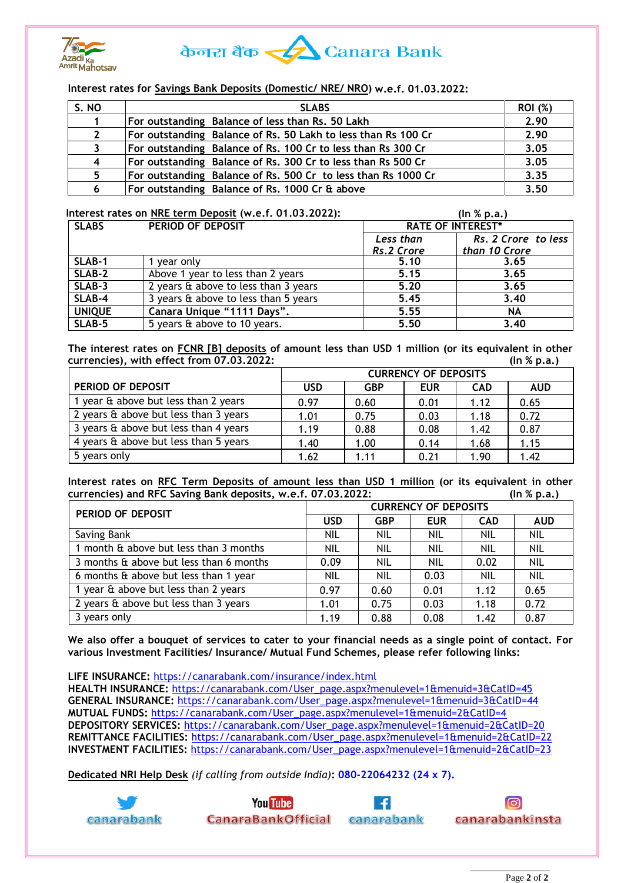Interest rates for <u>Savings Bank Deposits (Domestic/ NRE/ NRO)</u> w.e.f. 01.03.2022:

| S. NO | SLABS | ROI (%) |
|---|---|---|
| 1 | For outstanding Balance of less than Rs. 50 Lakh | 2.90 |
| 2 | For outstanding Balance of Rs. 50 Lakh to less than Rs 100 Cr | 2.90 |
| 3 | For outstanding Balance of Rs. 100 Cr to less than Rs 300 Cr | 3.05 |
| 4 | For outstanding Balance of Rs. 300 Cr to less than Rs 500 Cr | 3.05 |
| 5 | For outstanding Balance of Rs. 500 Cr to less than Rs 1000 Cr | 3.35 |
| 6 | For outstanding Balance of Rs. 1000 Cr & above | 3.50 |

Interest rates on <u>NRE term Deposit</u> (w.e.f. 01.03.2022): (In % p.a.)

| SLABS | PERIOD OF DEPOSIT | RATE OF INTEREST* | |
|---|---|---|---|
| | | *Less than Rs.2 Crore* | *Rs. 2 Crore to less than 10 Crore* |
| SLAB-1 | 1 year only | 5.10 | 3.65 |
| SLAB-2 | Above 1 year to less than 2 years | 5.15 | 3.65 |
| SLAB-3 | 2 years & above to less than 3 years | 5.20 | 3.65 |
| SLAB-4 | 3 years & above to less than 5 years | 5.45 | 3.40 |
| UNIQUE | Canara Unique "1111 Days". | 5.55 | NA |
| SLAB-5 | 5 years & above to 10 years. | 5.50 | 3.40 |

The interest rates on <u>FCNR [B] deposits</u> of amount less than USD 1 million (or its equivalent in other currencies), with effect from 07.03.2022: (In % p.a.)

| PERIOD OF DEPOSIT | CURRENCY OF DEPOSITS | | | | |
|---|---|---|---|---|---|
| | USD | GBP | EUR | CAD | AUD |
| 1 year & above but less than 2 years | 0.97 | 0.60 | 0.01 | 1.12 | 0.65 |
| 2 years & above but less than 3 years | 1.01 | 0.75 | 0.03 | 1.18 | 0.72 |
| 3 years & above but less than 4 years | 1.19 | 0.88 | 0.08 | 1.42 | 0.87 |
| 4 years & above but less than 5 years | 1.40 | 1.00 | 0.14 | 1.68 | 1.15 |
| 5 years only | 1.62 | 1.11 | 0.21 | 1.90 | 1.42 |

Interest rates on <u>RFC Term Deposits of amount less than USD 1 million</u> (or its equivalent in other currencies) and RFC Saving Bank deposits, w.e.f. 07.03.2022: (In % p.a.)

| PERIOD OF DEPOSIT | CURRENCY OF DEPOSITS | | | | |
|---|---|---|---|---|---|
| | USD | GBP | EUR | CAD | AUD |
| Saving Bank | NIL | NIL | NIL | NIL | NIL |
| 1 month & above but less than 3 months | NIL | NIL | NIL | NIL | NIL |
| 3 months & above but less than 6 months | 0.09 | NIL | NIL | 0.02 | NIL |
| 6 months & above but less than 1 year | NIL | NIL | 0.03 | NIL | NIL |
| 1 year & above but less than 2 years | 0.97 | 0.60 | 0.01 | 1.12 | 0.65 |
| 2 years & above but less than 3 years | 1.01 | 0.75 | 0.03 | 1.18 | 0.72 |
| 3 years only | 1.19 | 0.88 | 0.08 | 1.42 | 0.87 |

**We also offer a bouquet of services to cater to your financial needs as a single point of contact. For various Investment Facilities/ Insurance/ Mutual Fund Schemes, please refer following links:**

**LIFE INSURANCE:** https://canarabank.com/insurance/index.html
**HEALTH INSURANCE:** https://canarabank.com/User_page.aspx?menulevel=1&menuid=3&CatID=45
**GENERAL INSURANCE:** https://canarabank.com/User_page.aspx?menulevel=1&menuid=3&CatID=44
**MUTUAL FUNDS:** https://canarabank.com/User_page.aspx?menulevel=1&menuid=2&CatID=4
**DEPOSITORY SERVICES:** https://canarabank.com/User_page.aspx?menulevel=1&menuid=2&CatID=20
**REMITTANCE FACILITIES:** https://canarabank.com/User_page.aspx?menulevel=1&menuid=2&CatID=22
**INVESTMENT FACILITIES:** https://canarabank.com/User_page.aspx?menulevel=1&menuid=2&CatID=23

**<u>Dedicated NRI Help Desk</u>** *(if calling from outside India)*: **080-22064232 (24 x 7).**

canarabank CanaraBankOfficial canarabank canarabankinsta